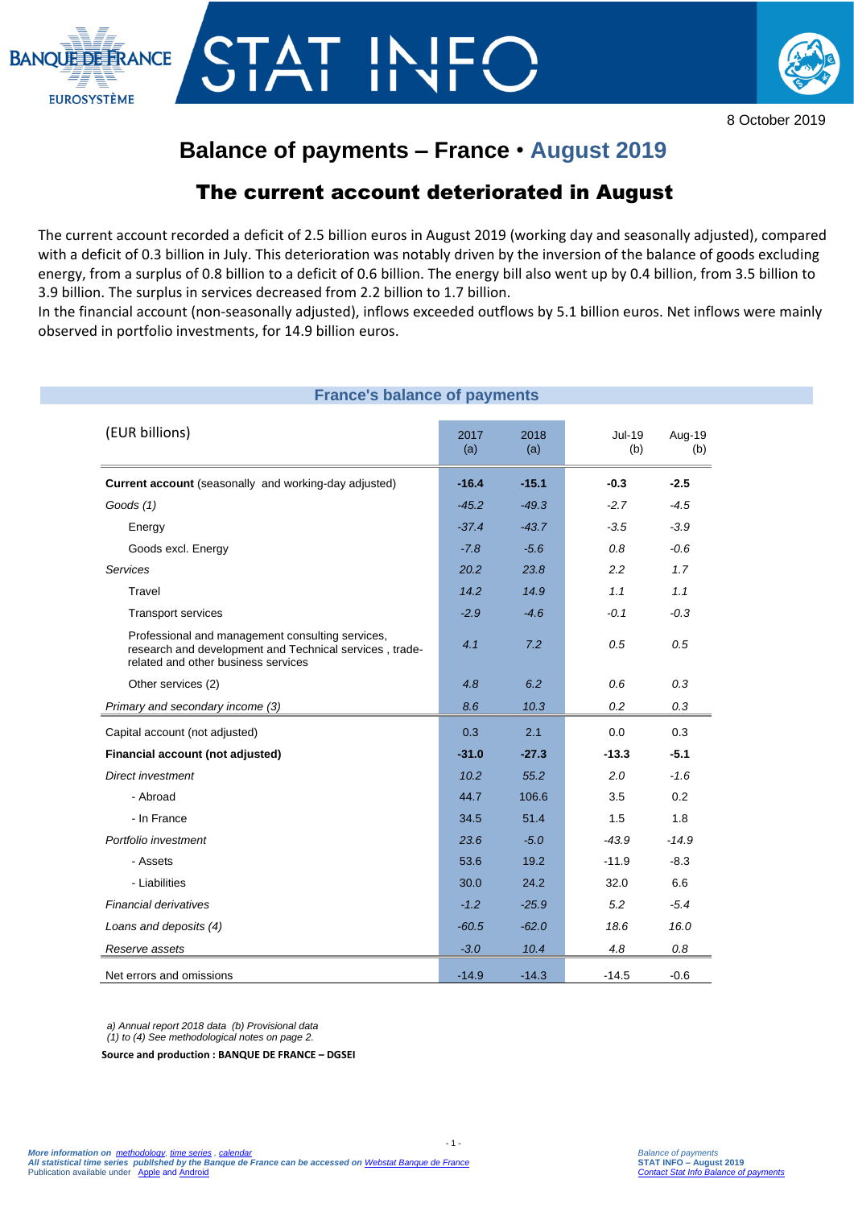BANQUE DE FRANCE
EUROSYSTÈME

# STAT INFO

8 October 2019

# Balance of payments – France • August 2019

## The current account deteriorated in August

The current account recorded a deficit of 2.5 billion euros in August 2019 (working day and seasonally adjusted), compared with a deficit of 0.3 billion in July. This deterioration was notably driven by the inversion of the balance of goods excluding energy, from a surplus of 0.8 billion to a deficit of 0.6 billion. The energy bill also went up by 0.4 billion, from 3.5 billion to 3.9 billion. The surplus in services decreased from 2.2 billion to 1.7 billion.
In the financial account (non-seasonally adjusted), inflows exceeded outflows by 5.1 billion euros. Net inflows were mainly observed in portfolio investments, for 14.9 billion euros.

### France's balance of payments

| (EUR billions) | 2017 (a) | 2018 (a) | Jul-19 (b) | Aug-19 (b) |
|---|---|---|---|---|
| **Current account** (seasonally and working-day adjusted) | **-16.4** | **-15.1** | **-0.3** | **-2.5** |
| *Goods (1)* | *-45.2* | *-49.3* | *-2.7* | *-4.5* |
| Energy | *-37.4* | *-43.7* | *-3.5* | *-3.9* |
| Goods excl. Energy | *-7.8* | *-5.6* | *0.8* | *-0.6* |
| *Services* | *20.2* | *23.8* | *2.2* | *1.7* |
| Travel | *14.2* | *14.9* | *1.1* | *1.1* |
| Transport services | *-2.9* | *-4.6* | *-0.1* | *-0.3* |
| Professional and management consulting services, research and development and Technical services , trade-related and other business services | *4.1* | *7.2* | *0.5* | *0.5* |
| Other services (2) | *4.8* | *6.2* | *0.6* | *0.3* |
| *Primary and secondary income (3)* | *8.6* | *10.3* | *0.2* | *0.3* |
| Capital account (not adjusted) | 0.3 | 2.1 | 0.0 | 0.3 |
| **Financial account (not adjusted)** | **-31.0** | **-27.3** | **-13.3** | **-5.1** |
| *Direct investment* | *10.2* | *55.2* | *2.0* | *-1.6* |
| - Abroad | 44.7 | 106.6 | 3.5 | 0.2 |
| - In France | 34.5 | 51.4 | 1.5 | 1.8 |
| *Portfolio investment* | *23.6* | *-5.0* | *-43.9* | *-14.9* |
| - Assets | 53.6 | 19.2 | -11.9 | -8.3 |
| - Liabilities | 30.0 | 24.2 | 32.0 | 6.6 |
| *Financial derivatives* | *-1.2* | *-25.9* | *5.2* | *-5.4* |
| *Loans and deposits (4)* | *-60.5* | *-62.0* | *18.6* | *16.0* |
| *Reserve assets* | *-3.0* | *10.4* | *4.8* | *0.8* |
| Net errors and omissions | -14.9 | -14.3 | -14.5 | -0.6 |

*a) Annual report 2018 data (b) Provisional data*
*(1) to (4) See methodological notes on page 2.*

**Source and production : BANQUE DE FRANCE – DGSEI**

*More information on methodology, time series , calendar*
*All statistical time series published by the Banque de France can be accessed on Webstat Banque de France*
Publication available under Apple and Android

*Balance of payments*
**STAT INFO – August 2019**
*Contact Stat Info Balance of payments*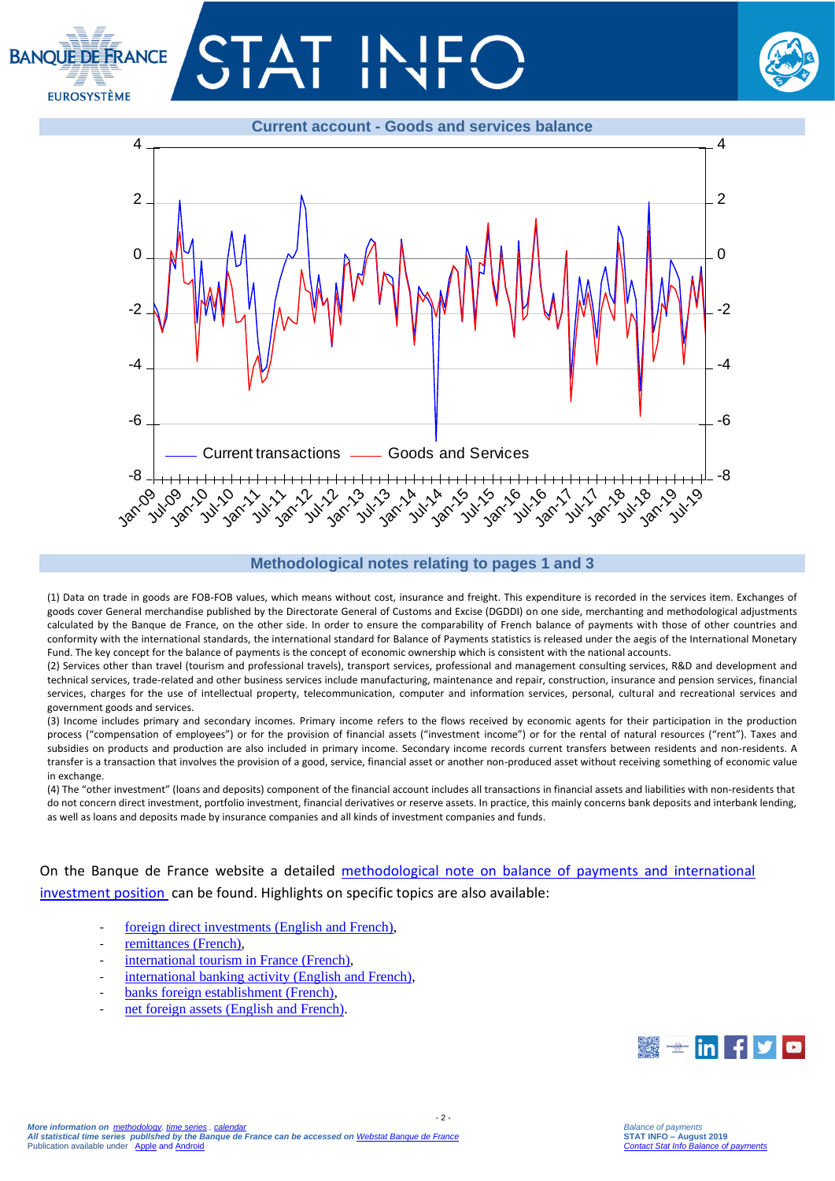## Current account - Goods and services balance

Current transactions —— Goods and Services

## Methodological notes relating to pages 1 and 3

(1) Data on trade in goods are FOB-FOB values, which means without cost, insurance and freight. This expenditure is recorded in the services item. Exchanges of goods cover General merchandise published by the Directorate General of Customs and Excise (DGDDI) on one side, merchanting and methodological adjustments calculated by the Banque de France, on the other side. In order to ensure the comparability of French balance of payments with those of other countries and conformity with the international standards, the international standard for Balance of Payments statistics is released under the aegis of the International Monetary Fund. The key concept for the balance of payments is the concept of economic ownership which is consistent with the national accounts.

(2) Services other than travel (tourism and professional travels), transport services, professional and management consulting services, R&D and development and technical services, trade-related and other business services include manufacturing, maintenance and repair, construction, insurance and pension services, financial services, charges for the use of intellectual property, telecommunication, computer and information services, personal, cultural and recreational services and government goods and services.

(3) Income includes primary and secondary incomes. Primary income refers to the flows received by economic agents for their participation in the production process ("compensation of employees") or for the provision of financial assets ("investment income") or for the rental of natural resources ("rent"). Taxes and subsidies on products and production are also included in primary income. Secondary income records current transfers between residents and non-residents. A transfer is a transaction that involves the provision of a good, service, financial asset or another non-produced asset without receiving something of economic value in exchange.

(4) The "other investment" (loans and deposits) component of the financial account includes all transactions in financial assets and liabilities with non-residents that do not concern direct investment, portfolio investment, financial derivatives or reserve assets. In practice, this mainly concerns bank deposits and interbank lending, as well as loans and deposits made by insurance companies and all kinds of investment companies and funds.

On the Banque de France website a detailed methodological note on balance of payments and international investment position can be found. Highlights on specific topics are also available:

- foreign direct investments (English and French),
- remittances (French),
- international tourism in France (French),
- international banking activity (English and French),
- banks foreign establishment (French),
- net foreign assets (English and French).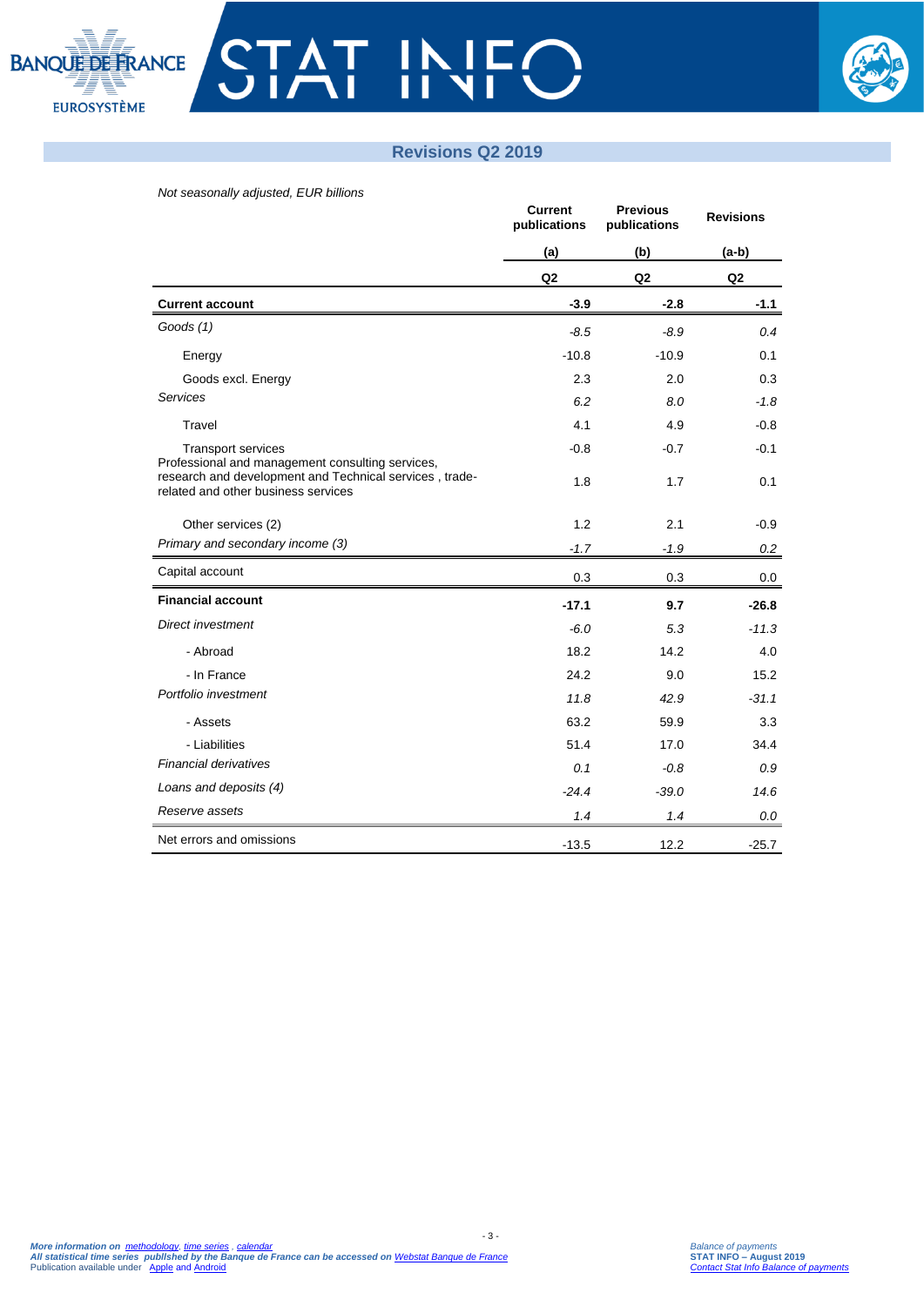## Revisions Q2 2019

*Not seasonally adjusted, EUR billions*

| | Current publications | Previous publications | Revisions |
|---|---|---|---|
| | (a) | (b) | (a-b) |
| | Q2 | Q2 | Q2 |
| **Current account** | **-3.9** | **-2.8** | **-1.1** |
| *Goods (1)* | *-8.5* | *-8.9* | *0.4* |
| Energy | -10.8 | -10.9 | 0.1 |
| Goods excl. Energy | 2.3 | 2.0 | 0.3 |
| *Services* | *6.2* | *8.0* | *-1.8* |
| Travel | 4.1 | 4.9 | -0.8 |
| Transport services | -0.8 | -0.7 | -0.1 |
| Professional and management consulting services, research and development and Technical services , trade-related and other business services | 1.8 | 1.7 | 0.1 |
| Other services (2) | 1.2 | 2.1 | -0.9 |
| *Primary and secondary income (3)* | *-1.7* | *-1.9* | *0.2* |
| Capital account | 0.3 | 0.3 | 0.0 |
| **Financial account** | **-17.1** | **9.7** | **-26.8** |
| *Direct investment* | *-6.0* | *5.3* | *-11.3* |
| - Abroad | 18.2 | 14.2 | 4.0 |
| - In France | 24.2 | 9.0 | 15.2 |
| *Portfolio investment* | *11.8* | *42.9* | *-31.1* |
| - Assets | 63.2 | 59.9 | 3.3 |
| - Liabilities | 51.4 | 17.0 | 34.4 |
| *Financial derivatives* | *0.1* | *-0.8* | *0.9* |
| *Loans and deposits (4)* | *-24.4* | *-39.0* | *14.6* |
| *Reserve assets* | *1.4* | *1.4* | *0.0* |
| Net errors and omissions | -13.5 | 12.2 | -25.7 |

*More information on methodology, time series , calendar*
*All statistical time series published by the Banque de France can be accessed on Webstat Banque de France*
Publication available under Apple and Android

*Balance of payments*
**STAT INFO – August 2019**
*Contact Stat Info Balance of payments*